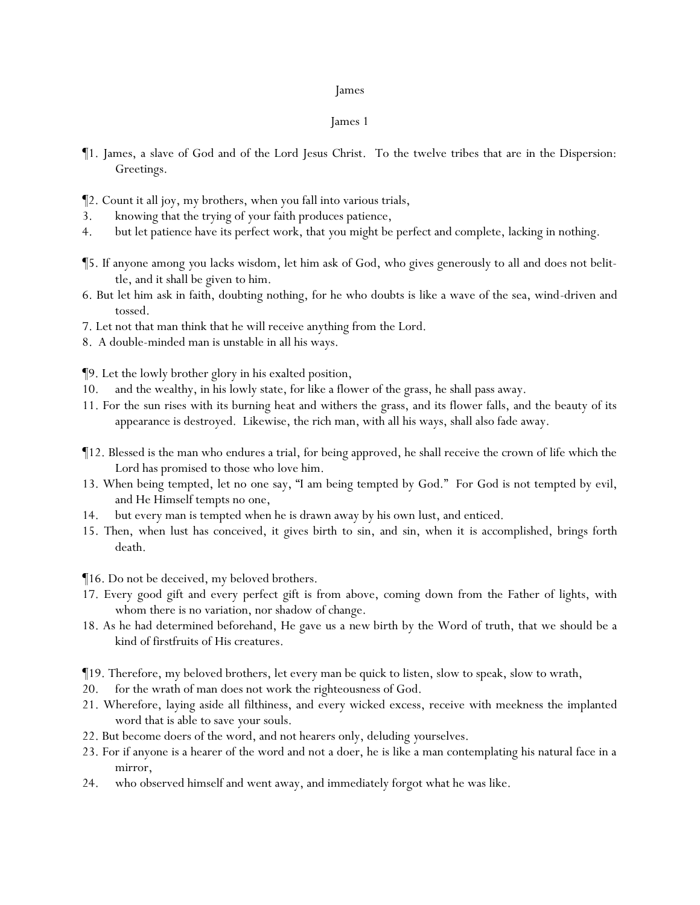# James

## James 1

¶1. James, a slave of God and of the Lord Jesus Christ. To the twelve tribes that are in the Dispersion: Greetings.

¶2. Count it all joy, my brothers, when you fall into various trials,
3. knowing that the trying of your faith produces patience,
4. but let patience have its perfect work, that you might be perfect and complete, lacking in nothing.

¶5. If anyone among you lacks wisdom, let him ask of God, who gives generously to all and does not belittle, and it shall be given to him.
6. But let him ask in faith, doubting nothing, for he who doubts is like a wave of the sea, wind-driven and tossed.
7. Let not that man think that he will receive anything from the Lord.
8. A double-minded man is unstable in all his ways.

¶9. Let the lowly brother glory in his exalted position,
10. and the wealthy, in his lowly state, for like a flower of the grass, he shall pass away.
11. For the sun rises with its burning heat and withers the grass, and its flower falls, and the beauty of its appearance is destroyed. Likewise, the rich man, with all his ways, shall also fade away.

¶12. Blessed is the man who endures a trial, for being approved, he shall receive the crown of life which the Lord has promised to those who love him.
13. When being tempted, let no one say, "I am being tempted by God." For God is not tempted by evil, and He Himself tempts no one,
14. but every man is tempted when he is drawn away by his own lust, and enticed.
15. Then, when lust has conceived, it gives birth to sin, and sin, when it is accomplished, brings forth death.

¶16. Do not be deceived, my beloved brothers.
17. Every good gift and every perfect gift is from above, coming down from the Father of lights, with whom there is no variation, nor shadow of change.
18. As he had determined beforehand, He gave us a new birth by the Word of truth, that we should be a kind of firstfruits of His creatures.

¶19. Therefore, my beloved brothers, let every man be quick to listen, slow to speak, slow to wrath,
20. for the wrath of man does not work the righteousness of God.
21. Wherefore, laying aside all filthiness, and every wicked excess, receive with meekness the implanted word that is able to save your souls.
22. But become doers of the word, and not hearers only, deluding yourselves.
23. For if anyone is a hearer of the word and not a doer, he is like a man contemplating his natural face in a mirror,
24. who observed himself and went away, and immediately forgot what he was like.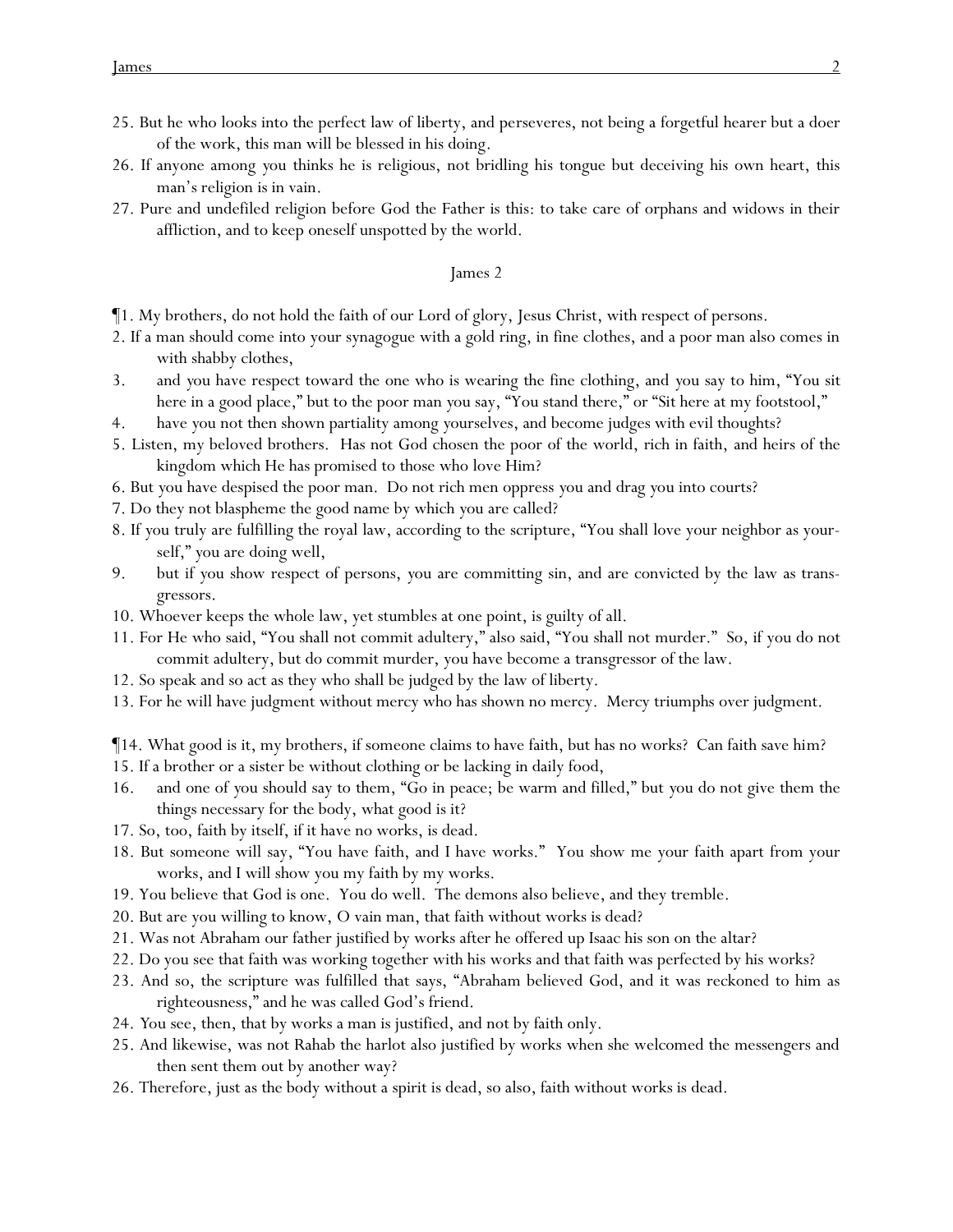25. But he who looks into the perfect law of liberty, and perseveres, not being a forgetful hearer but a doer of the work, this man will be blessed in his doing.
26. If anyone among you thinks he is religious, not bridling his tongue but deceiving his own heart, this man's religion is in vain.
27. Pure and undefiled religion before God the Father is this: to take care of orphans and widows in their affliction, and to keep oneself unspotted by the world.

## James 2

¶1. My brothers, do not hold the faith of our Lord of glory, Jesus Christ, with respect of persons.
2. If a man should come into your synagogue with a gold ring, in fine clothes, and a poor man also comes in with shabby clothes,
3. and you have respect toward the one who is wearing the fine clothing, and you say to him, "You sit here in a good place," but to the poor man you say, "You stand there," or "Sit here at my footstool,"
4. have you not then shown partiality among yourselves, and become judges with evil thoughts?
5. Listen, my beloved brothers. Has not God chosen the poor of the world, rich in faith, and heirs of the kingdom which He has promised to those who love Him?
6. But you have despised the poor man. Do not rich men oppress you and drag you into courts?
7. Do they not blaspheme the good name by which you are called?
8. If you truly are fulfilling the royal law, according to the scripture, "You shall love your neighbor as yourself," you are doing well,
9. but if you show respect of persons, you are committing sin, and are convicted by the law as transgressors.
10. Whoever keeps the whole law, yet stumbles at one point, is guilty of all.
11. For He who said, "You shall not commit adultery," also said, "You shall not murder." So, if you do not commit adultery, but do commit murder, you have become a transgressor of the law.
12. So speak and so act as they who shall be judged by the law of liberty.
13. For he will have judgment without mercy who has shown no mercy. Mercy triumphs over judgment.

¶14. What good is it, my brothers, if someone claims to have faith, but has no works? Can faith save him?
15. If a brother or a sister be without clothing or be lacking in daily food,
16. and one of you should say to them, "Go in peace; be warm and filled," but you do not give them the things necessary for the body, what good is it?
17. So, too, faith by itself, if it have no works, is dead.
18. But someone will say, "You have faith, and I have works." You show me your faith apart from your works, and I will show you my faith by my works.
19. You believe that God is one. You do well. The demons also believe, and they tremble.
20. But are you willing to know, O vain man, that faith without works is dead?
21. Was not Abraham our father justified by works after he offered up Isaac his son on the altar?
22. Do you see that faith was working together with his works and that faith was perfected by his works?
23. And so, the scripture was fulfilled that says, "Abraham believed God, and it was reckoned to him as righteousness," and he was called God's friend.
24. You see, then, that by works a man is justified, and not by faith only.
25. And likewise, was not Rahab the harlot also justified by works when she welcomed the messengers and then sent them out by another way?
26. Therefore, just as the body without a spirit is dead, so also, faith without works is dead.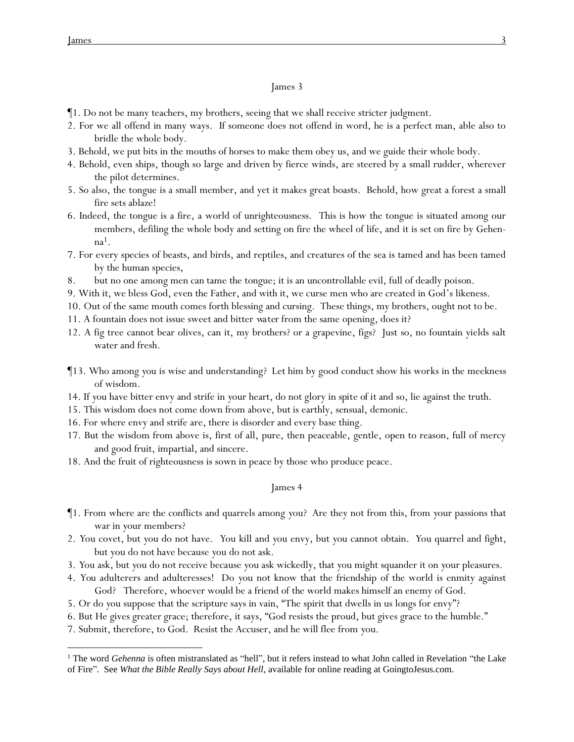## James 3

¶1. Do not be many teachers, my brothers, seeing that we shall receive stricter judgment.

2. For we all offend in many ways. If someone does not offend in word, he is a perfect man, able also to bridle the whole body.

3. Behold, we put bits in the mouths of horses to make them obey us, and we guide their whole body.

4. Behold, even ships, though so large and driven by fierce winds, are steered by a small rudder, wherever the pilot determines.

5. So also, the tongue is a small member, and yet it makes great boasts. Behold, how great a forest a small fire sets ablaze!

6. Indeed, the tongue is a fire, a world of unrighteousness. This is how the tongue is situated among our members, defiling the whole body and setting on fire the wheel of life, and it is set on fire by Gehenna[1].

7. For every species of beasts, and birds, and reptiles, and creatures of the sea is tamed and has been tamed by the human species,

8. but no one among men can tame the tongue; it is an uncontrollable evil, full of deadly poison.

9. With it, we bless God, even the Father, and with it, we curse men who are created in God's likeness.

10. Out of the same mouth comes forth blessing and cursing. These things, my brothers, ought not to be.

11. A fountain does not issue sweet and bitter *water* from the same opening, does it?

12. A fig tree cannot bear olives, can it, my brothers? or a grapevine, figs? Just so, no fountain yields salt water and fresh.

¶13. Who among you is wise and understanding? Let him by good conduct show his works in the meekness of wisdom.

14. If you have bitter envy and strife in your heart, do not glory in spite of it and so, lie against the truth.

15. This wisdom does not come down from above, but is earthly, sensual, demonic.

16. For where envy and strife are, there is disorder and every base thing.

17. But the wisdom from above is, first of all, pure, then peaceable, gentle, open to reason, full of mercy and good fruit, impartial, and sincere.

18. And the fruit of righteousness is sown in peace by those who produce peace.

## James 4

¶1. From where are the conflicts and quarrels among you? Are they not from this, from your passions that war in your members?

2. You covet, but you do not have. You kill and you envy, but you cannot obtain. You quarrel and fight, but you do not have because you do not ask.

3. You ask, but you do not receive because you ask wickedly, that you might squander it on your pleasures.

4. You adulterers and adulteresses! Do you not know that the friendship of the world is enmity against God? Therefore, whoever would be a friend of the world makes himself an enemy of God.

5. Or do you suppose that the scripture says in vain, "The spirit that dwells in us longs for envy"?

6. But He gives greater grace; therefore, it says, "God resists the proud, but gives grace to the humble."

7. Submit, therefore, to God. Resist the Accuser, and he will flee from you.

---

[1] The word *Gehenna* is often mistranslated as "hell", but it refers instead to what John called in Revelation "the Lake of Fire". See *What the Bible Really Says about Hell*, available for online reading at GoingtoJesus.com.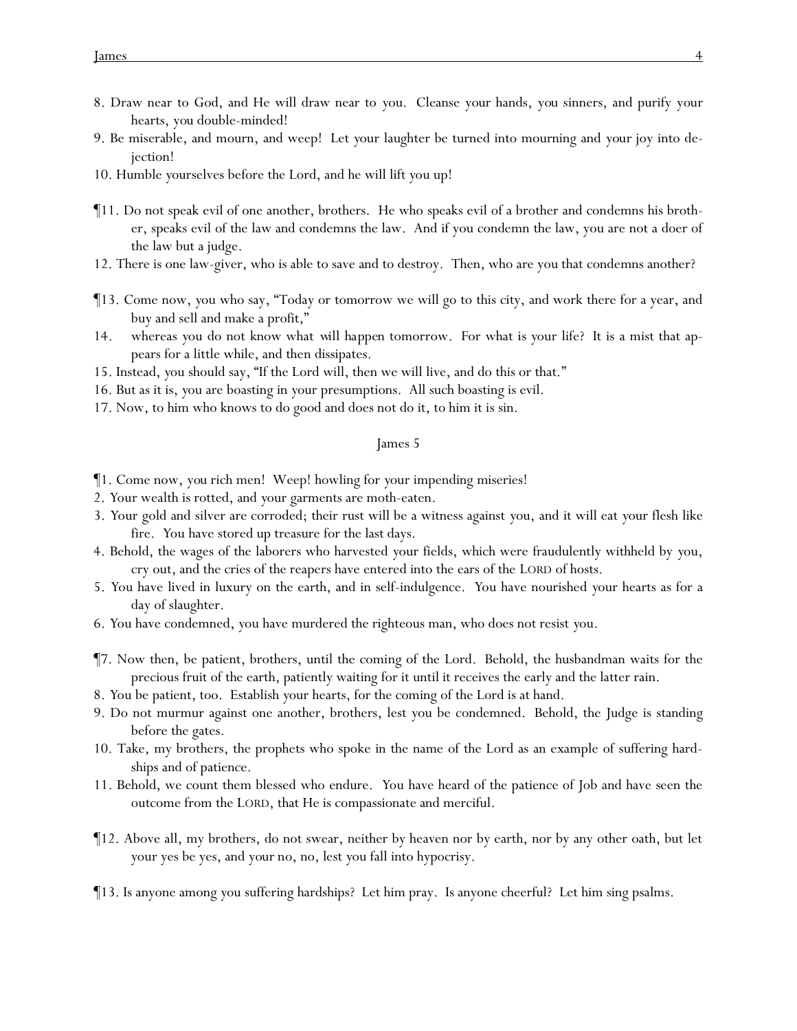8. Draw near to God, and He will draw near to you. Cleanse your hands, you sinners, and purify your hearts, you double-minded!

9. Be miserable, and mourn, and weep! Let your laughter be turned into mourning and your joy into dejection!

10. Humble yourselves before the Lord, and he will lift you up!

¶11. Do not speak evil of one another, brothers. He who speaks evil of a brother and condemns his brother, speaks evil of the law and condemns the law. And if you condemn the law, you are not a doer of the law but a judge.

12. There is one law-giver, who is able to save and to destroy. Then, who are you that condemns another?

¶13. Come now, you who say, "Today or tomorrow we will go to this city, and work there for a year, and buy and sell and make a profit,"

14. whereas you do not know what will happen tomorrow. For what is your life? It is a mist that appears for a little while, and then dissipates.

15. Instead, you should say, "If the Lord will, then we will live, and do this or that."

16. But as it is, you are boasting in your presumptions. All such boasting is evil.

17. Now, to him who knows to do good and does not do it, to him it is sin.

## James 5

¶1. Come now, you rich men! Weep! howling for your impending miseries!

2. Your wealth is rotted, and your garments are moth-eaten.

3. Your gold and silver are corroded; their rust will be a witness against you, and it will eat your flesh like fire. You have stored up treasure for the last days.

4. Behold, the wages of the laborers who harvested your fields, which were fraudulently withheld by you, cry out, and the cries of the reapers have entered into the ears of the LORD of hosts.

5. You have lived in luxury on the earth, and in self-indulgence. You have nourished your hearts as for a day of slaughter.

6. You have condemned, you have murdered the righteous man, who does not resist you.

¶7. Now then, be patient, brothers, until the coming of the Lord. Behold, the husbandman waits for the precious fruit of the earth, patiently waiting for it until it receives the early and the latter rain.

8. You be patient, too. Establish your hearts, for the coming of the Lord is at hand.

9. Do not murmur against one another, brothers, lest you be condemned. Behold, the Judge is standing before the gates.

10. Take, my brothers, the prophets who spoke in the name of the Lord as an example of suffering hardships and of patience.

11. Behold, we count them blessed who endure. You have heard of the patience of Job and have seen the outcome from the LORD, that He is compassionate and merciful.

¶12. Above all, my brothers, do not swear, neither by heaven nor by earth, nor by any other oath, but let your yes be yes, and your no, no, lest you fall into hypocrisy.

¶13. Is anyone among you suffering hardships? Let him pray. Is anyone cheerful? Let him sing psalms.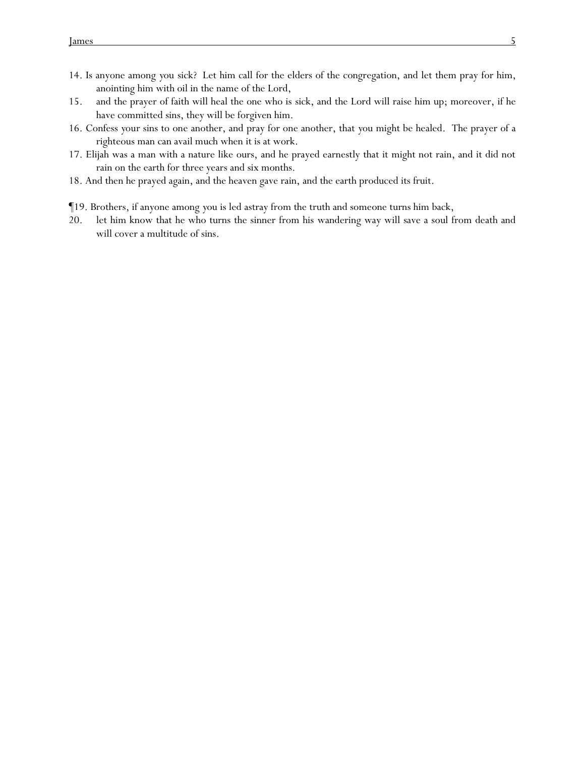14. Is anyone among you sick? Let him call for the elders of the congregation, and let them pray for him, anointing him with oil in the name of the Lord,

15. and the prayer of faith will heal the one who is sick, and the Lord will raise him up; moreover, if he have committed sins, they will be forgiven him.

16. Confess your sins to one another, and pray for one another, that you might be healed. The prayer of a righteous man can avail much when it is at work.

17. Elijah was a man with a nature like ours, and he prayed earnestly that it might not rain, and it did not rain on the earth for three years and six months.

18. And then he prayed again, and the heaven gave rain, and the earth produced its fruit.

¶19. Brothers, if anyone among you is led astray from the truth and someone turns him back,

20. let him know that he who turns the sinner from his wandering way will save a soul from death and will cover a multitude of sins.